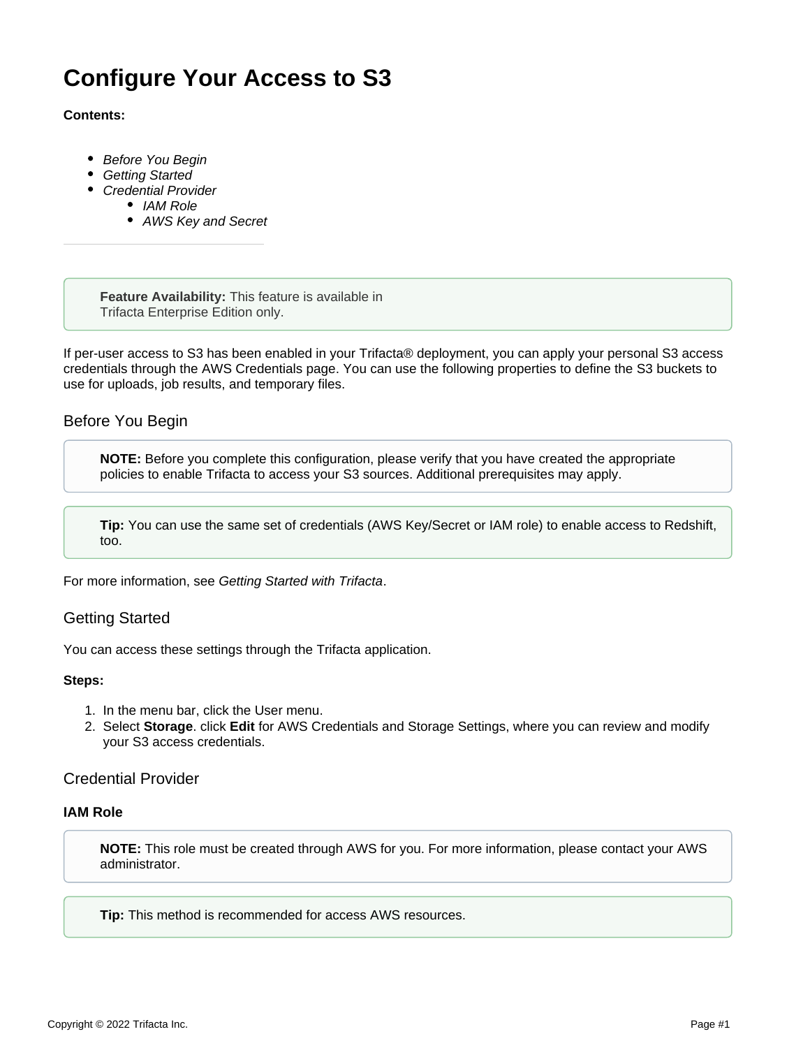# Configure Your Access to S3

**Contents:**

- *Before You Begin*
- *Getting Started*
- *Credential Provider*
    - *IAM Role*
    - *AWS Key and Secret*

---

> **Feature Availability:** This feature is available in Trifacta Enterprise Edition only.

If per-user access to S3 has been enabled in your Trifacta® deployment, you can apply your personal S3 access credentials through the AWS Credentials page. You can use the following properties to define the S3 buckets to use for uploads, job results, and temporary files.

## Before You Begin

> **NOTE:** Before you complete this configuration, please verify that you have created the appropriate policies to enable Trifacta to access your S3 sources. Additional prerequisites may apply.

> **Tip:** You can use the same set of credentials (AWS Key/Secret or IAM role) to enable access to Redshift, too.

For more information, see *Getting Started with Trifacta*.

## Getting Started

You can access these settings through the Trifacta application.

**Steps:**

1. In the menu bar, click the User menu.
2. Select **Storage**. click **Edit** for AWS Credentials and Storage Settings, where you can review and modify your S3 access credentials.

## Credential Provider

### IAM Role

> **NOTE:** This role must be created through AWS for you. For more information, please contact your AWS administrator.

> **Tip:** This method is recommended for access AWS resources.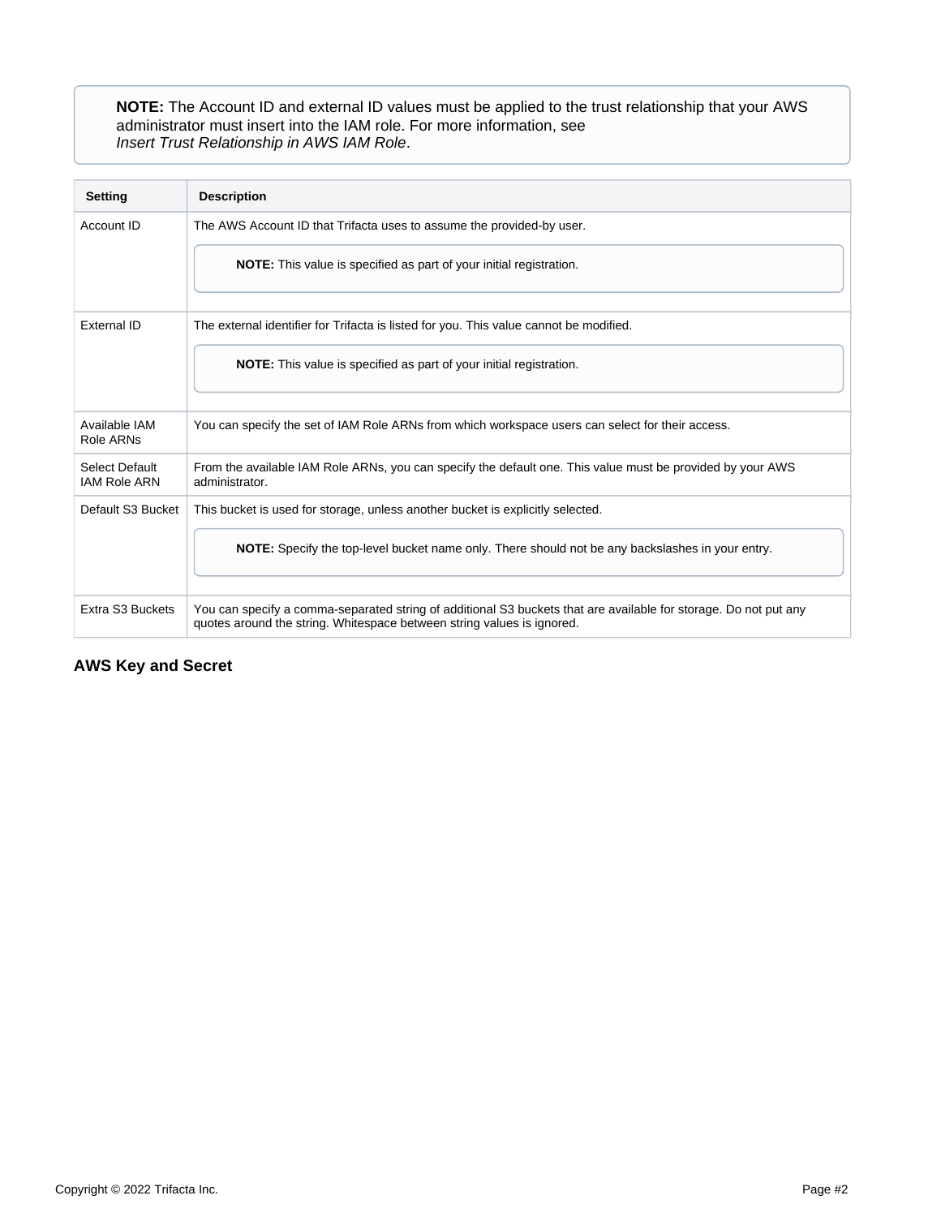> **NOTE:** The Account ID and external ID values must be applied to the trust relationship that your AWS administrator must insert into the IAM role. For more information, see *Insert Trust Relationship in AWS IAM Role*.

| Setting | Description |
| --- | --- |
| Account ID | The AWS Account ID that Trifacta uses to assume the provided-by user. **NOTE:** This value is specified as part of your initial registration. |
| External ID | The external identifier for Trifacta is listed for you. This value cannot be modified. **NOTE:** This value is specified as part of your initial registration. |
| Available IAM Role ARNs | You can specify the set of IAM Role ARNs from which workspace users can select for their access. |
| Select Default IAM Role ARN | From the available IAM Role ARNs, you can specify the default one. This value must be provided by your AWS administrator. |
| Default S3 Bucket | This bucket is used for storage, unless another bucket is explicitly selected. **NOTE:** Specify the top-level bucket name only. There should not be any backslashes in your entry. |
| Extra S3 Buckets | You can specify a comma-separated string of additional S3 buckets that are available for storage. Do not put any quotes around the string. Whitespace between string values is ignored. |

### AWS Key and Secret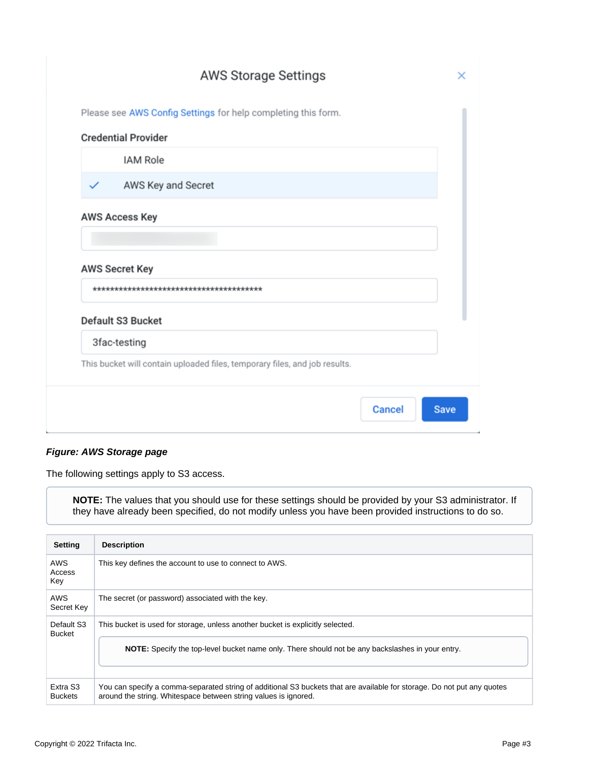*Figure: AWS Storage page*

The following settings apply to S3 access.

> **NOTE:** The values that you should use for these settings should be provided by your S3 administrator. If they have already been specified, do not modify unless you have been provided instructions to do so.

| Setting | Description |
| --- | --- |
| AWS Access Key | This key defines the account to use to connect to AWS. |
| AWS Secret Key | The secret (or password) associated with the key. |
| Default S3 Bucket | This bucket is used for storage, unless another bucket is explicitly selected. **NOTE:** Specify the top-level bucket name only. There should not be any backslashes in your entry. |
| Extra S3 Buckets | You can specify a comma-separated string of additional S3 buckets that are available for storage. Do not put any quotes around the string. Whitespace between string values is ignored. |